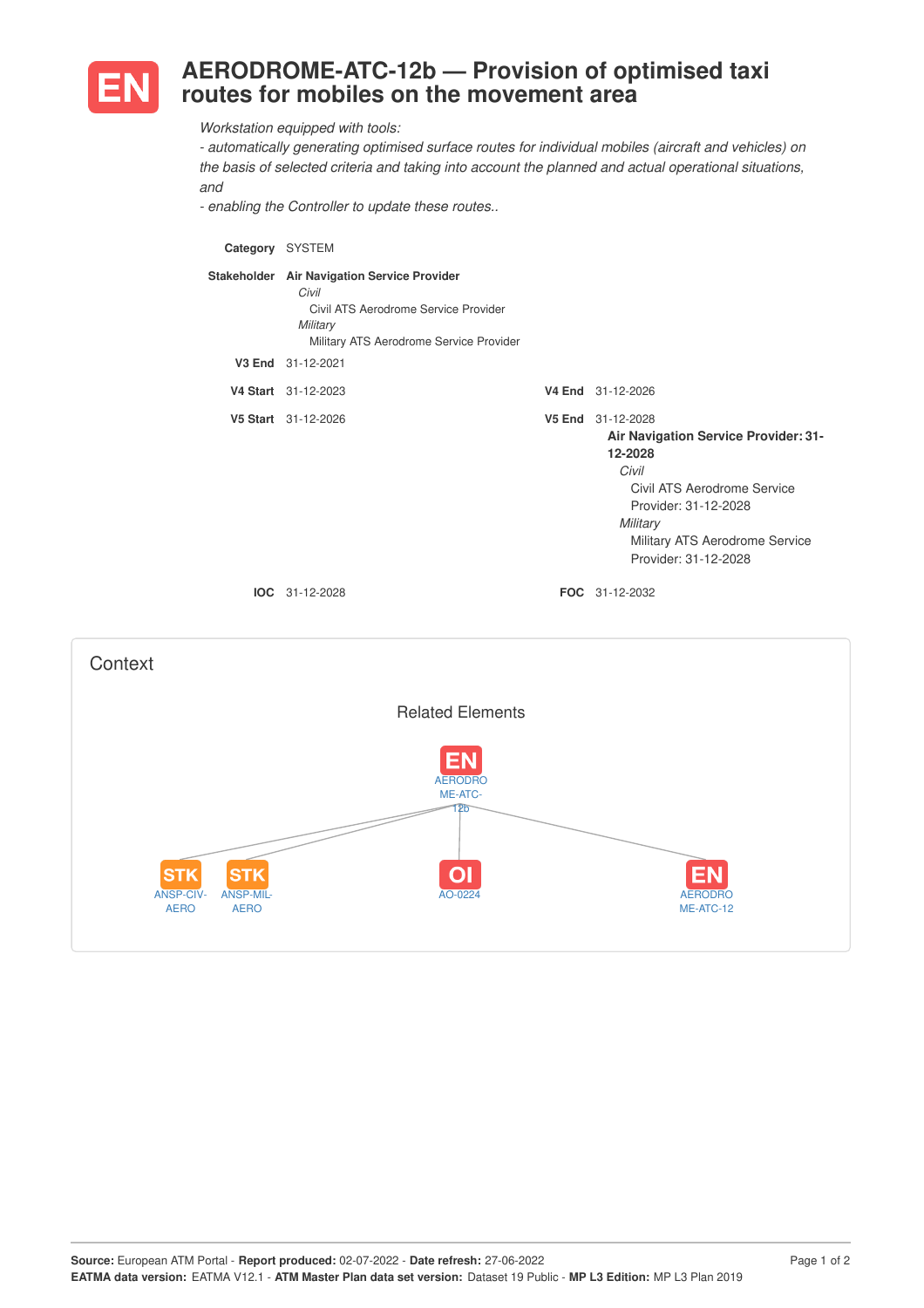# EN AERODROME-ATC-12b — Provision of optimised taxi routes for mobiles on the movement area

*Workstation equipped with tools:*
*- automatically generating optimised surface routes for individual mobiles (aircraft and vehicles) on the basis of selected criteria and taking into account the planned and actual operational situations, and*
*- enabling the Controller to update these routes..*

**Category** SYSTEM

**Stakeholder** **Air Navigation Service Provider**
*Civil*
Civil ATS Aerodrome Service Provider
*Military*
Military ATS Aerodrome Service Provider

**V3 End** 31-12-2021

**V4 Start** 31-12-2023 **V4 End** 31-12-2026

**V5 Start** 31-12-2026 **V5 End** 31-12-2028
**Air Navigation Service Provider: 31-12-2028**
*Civil*
Civil ATS Aerodrome Service Provider: 31-12-2028
*Military*
Military ATS Aerodrome Service Provider: 31-12-2028

**IOC** 31-12-2028 **FOC** 31-12-2032

## Context

### Related Elements

- EN AERODROME-ATC-12b
  - STK ANSP-CIV-AERO
  - STK ANSP-MIL-AERO
  - OI AO-0224
  - EN AERODROME-ATC-12

**Source:** European ATM Portal - **Report produced:** 02-07-2022 - **Date refresh:** 27-06-2022
**EATMA data version:** EATMA V12.1 - **ATM Master Plan data set version:** Dataset 19 Public - **MP L3 Edition:** MP L3 Plan 2019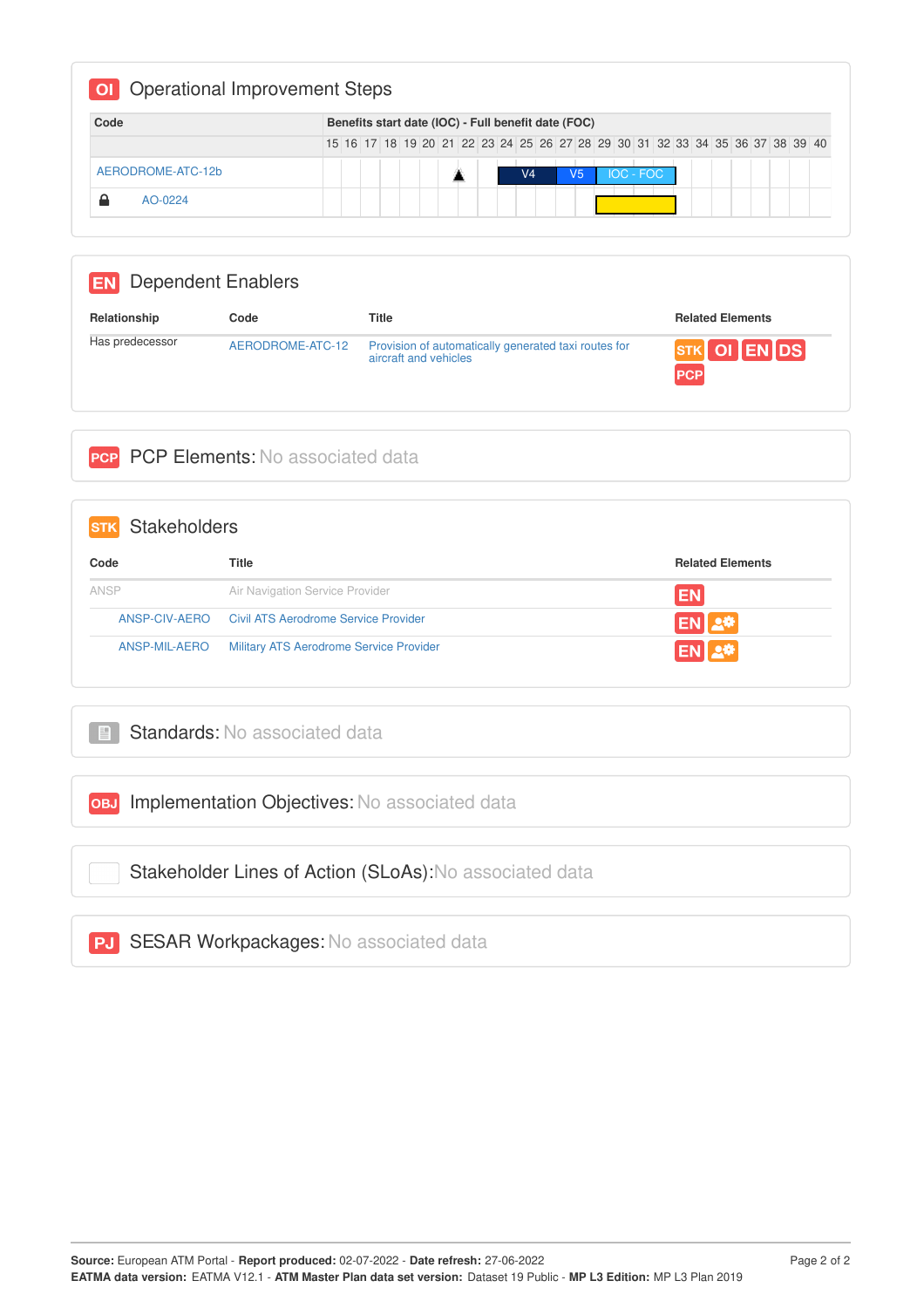## OI Operational Improvement Steps

| Code | Benefits start date (IOC) - Full benefit date (FOC) |
|---|---|
| | 15 16 17 18 19 20 21 22 23 24 25 26 27 28 29 30 31 32 33 34 35 36 37 38 39 40 |
| AERODROME-ATC-12b | ▲ V4 V5 IOC - FOC |
| AO-0224 | |

## EN Dependent Enablers

| Relationship | Code | Title | Related Elements |
|---|---|---|---|
| Has predecessor | AERODROME-ATC-12 | Provision of automatically generated taxi routes for aircraft and vehicles | STK OI EN DS PCP |

## PCP PCP Elements: No associated data

## STK Stakeholders

| Code | Title | Related Elements |
|---|---|---|
| ANSP | Air Navigation Service Provider | EN |
| ANSP-CIV-AERO | Civil ATS Aerodrome Service Provider | EN |
| ANSP-MIL-AERO | Military ATS Aerodrome Service Provider | EN |

## Standards: No associated data

## OBJ Implementation Objectives: No associated data

## Stakeholder Lines of Action (SLoAs): No associated data

## PJ SESAR Workpackages: No associated data

**Source:** European ATM Portal - **Report produced:** 02-07-2022 - **Date refresh:** 27-06-2022
**EATMA data version:** EATMA V12.1 - **ATM Master Plan data set version:** Dataset 19 Public - **MP L3 Edition:** MP L3 Plan 2019